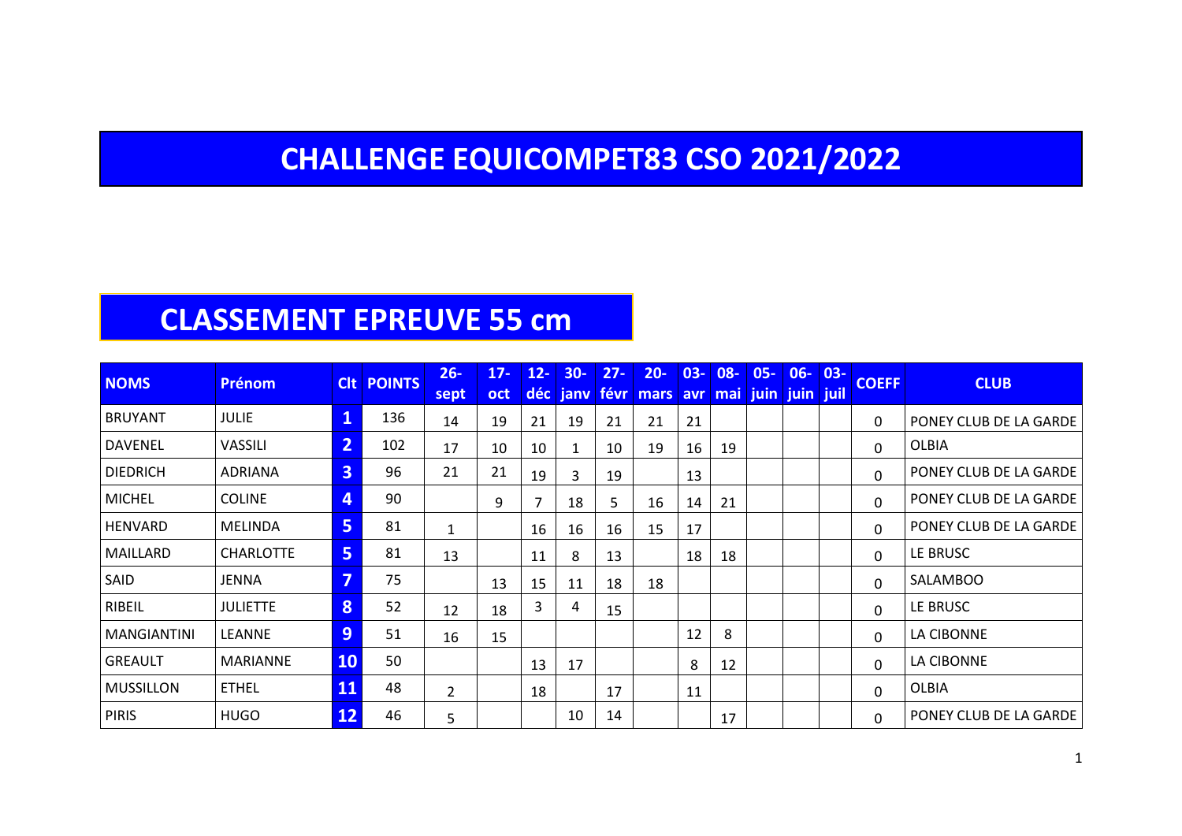# CHALLENGE EQUICOMPET83 CSO 2021/2022

## CLASSEMENT EPREUVE 55 cm

| NOMS | Prénom | Clt | POINTS | 26-sept | 17-oct | 12-déc | 30-janv | 27-févr | 20-mars | 03-avr | 08-mai | 05-juin | 06-juin | 03-juil | COEFF | CLUB |
|---|---|---|---|---|---|---|---|---|---|---|---|---|---|---|---|---|
| BRUYANT | JULIE | 1 | 136 | 14 | 19 | 21 | 19 | 21 | 21 | 21 | | | | | 0 | PONEY CLUB DE LA GARDE |
| DAVENEL | VASSILI | 2 | 102 | 17 | 10 | 10 | 1 | 10 | 19 | 16 | 19 | | | | 0 | OLBIA |
| DIEDRICH | ADRIANA | 3 | 96 | 21 | 21 | 19 | 3 | 19 | | 13 | | | | | 0 | PONEY CLUB DE LA GARDE |
| MICHEL | COLINE | 4 | 90 | | 9 | 7 | 18 | 5 | 16 | 14 | 21 | | | | 0 | PONEY CLUB DE LA GARDE |
| HENVARD | MELINDA | 5 | 81 | 1 | | 16 | 16 | 16 | 15 | 17 | | | | | 0 | PONEY CLUB DE LA GARDE |
| MAILLARD | CHARLOTTE | 5 | 81 | 13 | | 11 | 8 | 13 | | 18 | 18 | | | | 0 | LE BRUSC |
| SAID | JENNA | 7 | 75 | | 13 | 15 | 11 | 18 | 18 | | | | | | 0 | SALAMBOO |
| RIBEIL | JULIETTE | 8 | 52 | 12 | 18 | 3 | 4 | 15 | | | | | | | 0 | LE BRUSC |
| MANGIANTINI | LEANNE | 9 | 51 | 16 | 15 | | | | | 12 | 8 | | | | 0 | LA CIBONNE |
| GREAULT | MARIANNE | 10 | 50 | | | 13 | 17 | | | 8 | 12 | | | | 0 | LA CIBONNE |
| MUSSILLON | ETHEL | 11 | 48 | 2 | | 18 | | 17 | | 11 | | | | | 0 | OLBIA |
| PIRIS | HUGO | 12 | 46 | 5 | | | 10 | 14 | | | 17 | | | | 0 | PONEY CLUB DE LA GARDE |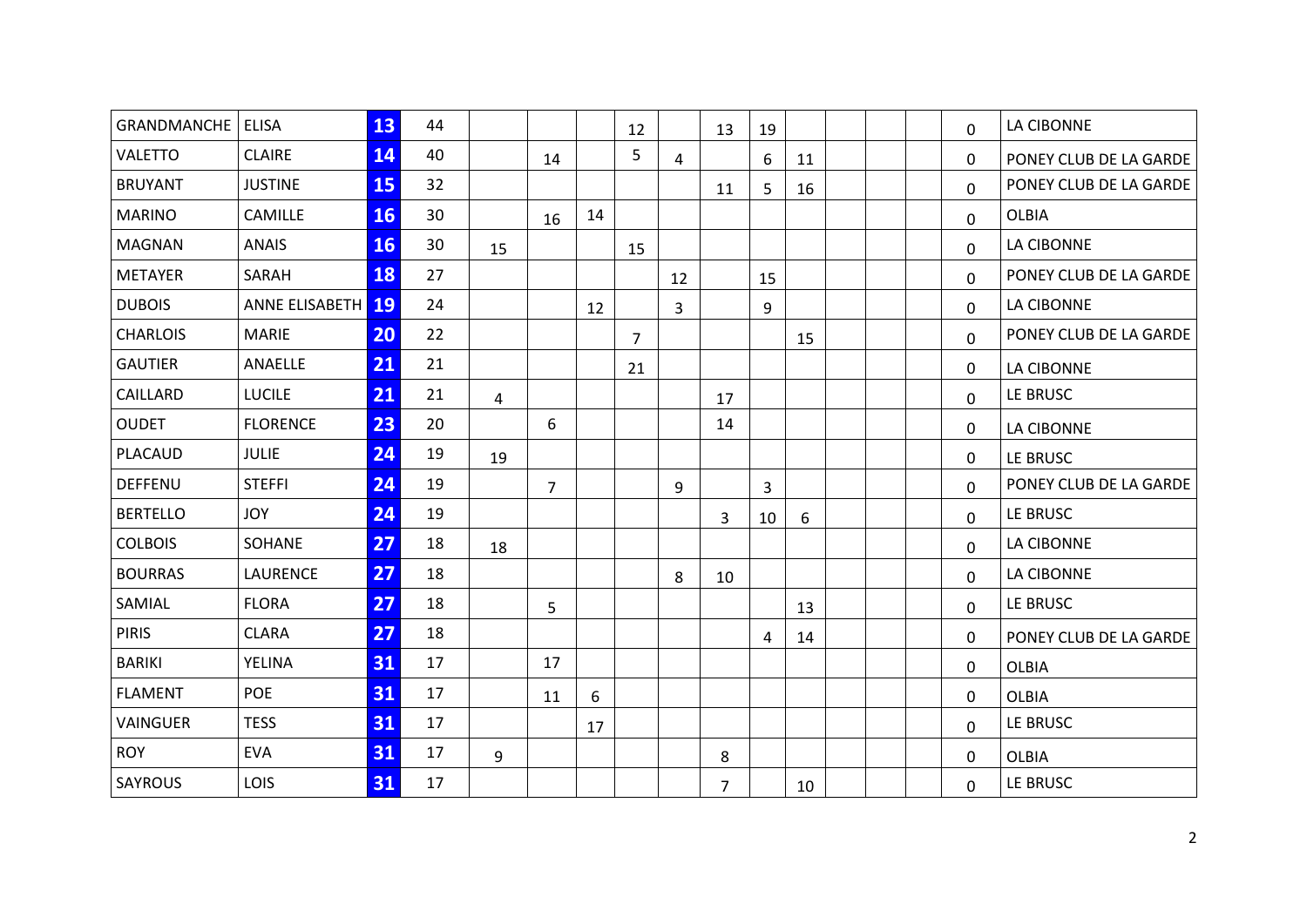| | | | | | | | | | | | | | | | | |
|---|---|---|---|---|---|---|---|---|---|---|---|---|---|---|---|---|
| GRANDMANCHE | ELISA | 13 | 44 | | | | 12 | | 13 | 19 | | | | | 0 | LA CIBONNE |
| VALETTO | CLAIRE | 14 | 40 | | 14 | | 5 | 4 | | 6 | 11 | | | | 0 | PONEY CLUB DE LA GARDE |
| BRUYANT | JUSTINE | 15 | 32 | | | | | | 11 | 5 | 16 | | | | 0 | PONEY CLUB DE LA GARDE |
| MARINO | CAMILLE | 16 | 30 | | 16 | 14 | | | | | | | | | 0 | OLBIA |
| MAGNAN | ANAIS | 16 | 30 | 15 | | | 15 | | | | | | | | 0 | LA CIBONNE |
| METAYER | SARAH | 18 | 27 | | | | | 12 | | 15 | | | | | 0 | PONEY CLUB DE LA GARDE |
| DUBOIS | ANNE ELISABETH | 19 | 24 | | | 12 | | 3 | | 9 | | | | | 0 | LA CIBONNE |
| CHARLOIS | MARIE | 20 | 22 | | | | 7 | | | | 15 | | | | 0 | PONEY CLUB DE LA GARDE |
| GAUTIER | ANAELLE | 21 | 21 | | | | 21 | | | | | | | | 0 | LA CIBONNE |
| CAILLARD | LUCILE | 21 | 21 | 4 | | | | | 17 | | | | | | 0 | LE BRUSC |
| OUDET | FLORENCE | 23 | 20 | | 6 | | | | 14 | | | | | | 0 | LA CIBONNE |
| PLACAUD | JULIE | 24 | 19 | 19 | | | | | | | | | | | 0 | LE BRUSC |
| DEFFENU | STEFFI | 24 | 19 | | 7 | | | 9 | | 3 | | | | | 0 | PONEY CLUB DE LA GARDE |
| BERTELLO | JOY | 24 | 19 | | | | | | 3 | 10 | 6 | | | | 0 | LE BRUSC |
| COLBOIS | SOHANE | 27 | 18 | 18 | | | | | | | | | | | 0 | LA CIBONNE |
| BOURRAS | LAURENCE | 27 | 18 | | | | | 8 | 10 | | | | | | 0 | LA CIBONNE |
| SAMIAL | FLORA | 27 | 18 | | 5 | | | | | | 13 | | | | 0 | LE BRUSC |
| PIRIS | CLARA | 27 | 18 | | | | | | | 4 | 14 | | | | 0 | PONEY CLUB DE LA GARDE |
| BARIKI | YELINA | 31 | 17 | | 17 | | | | | | | | | | 0 | OLBIA |
| FLAMENT | POE | 31 | 17 | | 11 | 6 | | | | | | | | | 0 | OLBIA |
| VAINGUER | TESS | 31 | 17 | | | 17 | | | | | | | | | 0 | LE BRUSC |
| ROY | EVA | 31 | 17 | 9 | | | | | 8 | | | | | | 0 | OLBIA |
| SAYROUS | LOIS | 31 | 17 | | | | | | 7 | | 10 | | | | 0 | LE BRUSC |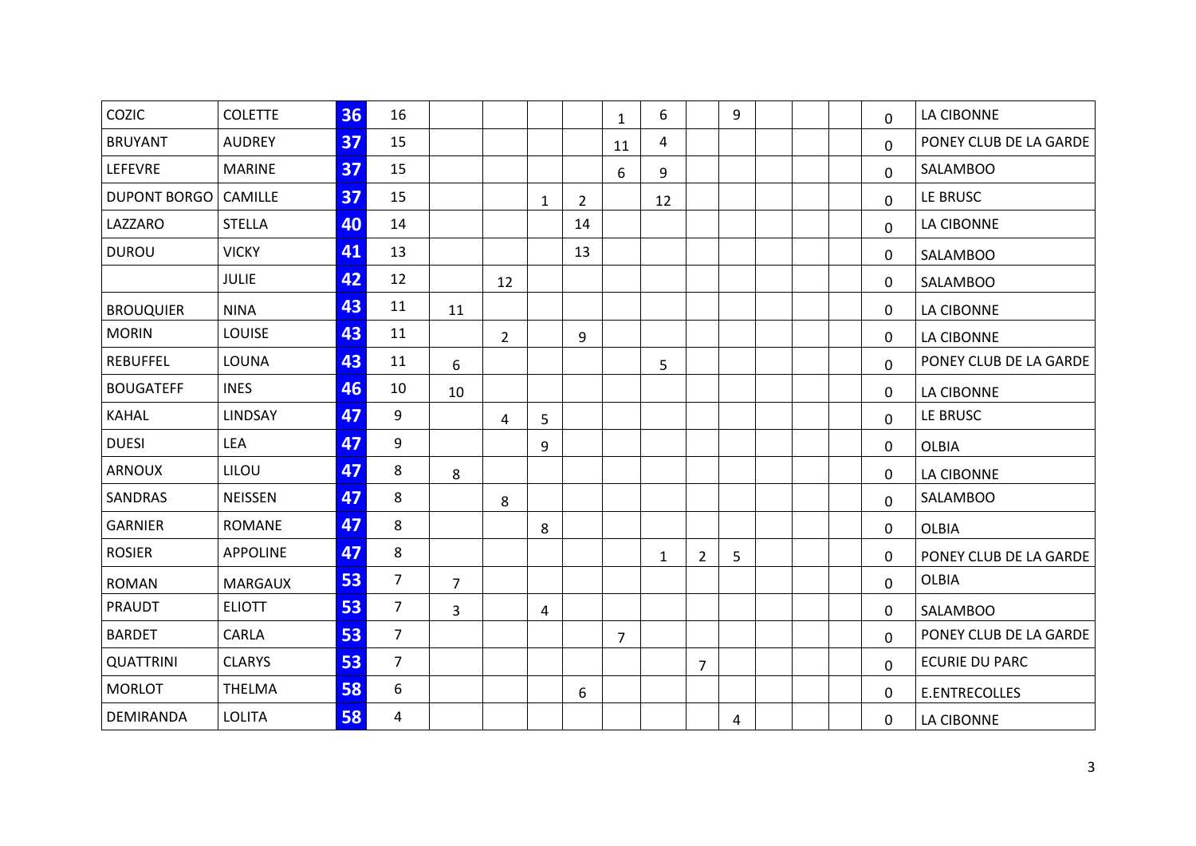| | | | | | | | | | | | | | | | | |
|---|---|---|---|---|---|---|---|---|---|---|---|---|---|---|---|---|
| COZIC | COLETTE | 36 | 16 | | | | | 1 | 6 | | 9 | | | | 0 | LA CIBONNE |
| BRUYANT | AUDREY | 37 | 15 | | | | | 11 | 4 | | | | | | 0 | PONEY CLUB DE LA GARDE |
| LEFEVRE | MARINE | 37 | 15 | | | | | 6 | 9 | | | | | | 0 | SALAMBOO |
| DUPONT BORGO | CAMILLE | 37 | 15 | | | 1 | 2 | | 12 | | | | | | 0 | LE BRUSC |
| LAZZARO | STELLA | 40 | 14 | | | | 14 | | | | | | | | 0 | LA CIBONNE |
| DUROU | VICKY | 41 | 13 | | | | 13 | | | | | | | | 0 | SALAMBOO |
| | JULIE | 42 | 12 | | 12 | | | | | | | | | | 0 | SALAMBOO |
| BROUQUIER | NINA | 43 | 11 | 11 | | | | | | | | | | | 0 | LA CIBONNE |
| MORIN | LOUISE | 43 | 11 | | 2 | | 9 | | | | | | | | 0 | LA CIBONNE |
| REBUFFEL | LOUNA | 43 | 11 | 6 | | | | | 5 | | | | | | 0 | PONEY CLUB DE LA GARDE |
| BOUGATEFF | INES | 46 | 10 | 10 | | | | | | | | | | | 0 | LA CIBONNE |
| KAHAL | LINDSAY | 47 | 9 | | 4 | 5 | | | | | | | | | 0 | LE BRUSC |
| DUESI | LEA | 47 | 9 | | | 9 | | | | | | | | | 0 | OLBIA |
| ARNOUX | LILOU | 47 | 8 | 8 | | | | | | | | | | | 0 | LA CIBONNE |
| SANDRAS | NEISSEN | 47 | 8 | | 8 | | | | | | | | | | 0 | SALAMBOO |
| GARNIER | ROMANE | 47 | 8 | | | 8 | | | | | | | | | 0 | OLBIA |
| ROSIER | APPOLINE | 47 | 8 | | | | | | 1 | 2 | 5 | | | | 0 | PONEY CLUB DE LA GARDE |
| ROMAN | MARGAUX | 53 | 7 | 7 | | | | | | | | | | | 0 | OLBIA |
| PRAUDT | ELIOTT | 53 | 7 | 3 | | 4 | | | | | | | | | 0 | SALAMBOO |
| BARDET | CARLA | 53 | 7 | | | | | 7 | | | | | | | 0 | PONEY CLUB DE LA GARDE |
| QUATTRINI | CLARYS | 53 | 7 | | | | | | | 7 | | | | | 0 | ECURIE DU PARC |
| MORLOT | THELMA | 58 | 6 | | | | 6 | | | | | | | | 0 | E.ENTRECOLLES |
| DEMIRANDA | LOLITA | 58 | 4 | | | | | | | | 4 | | | | 0 | LA CIBONNE |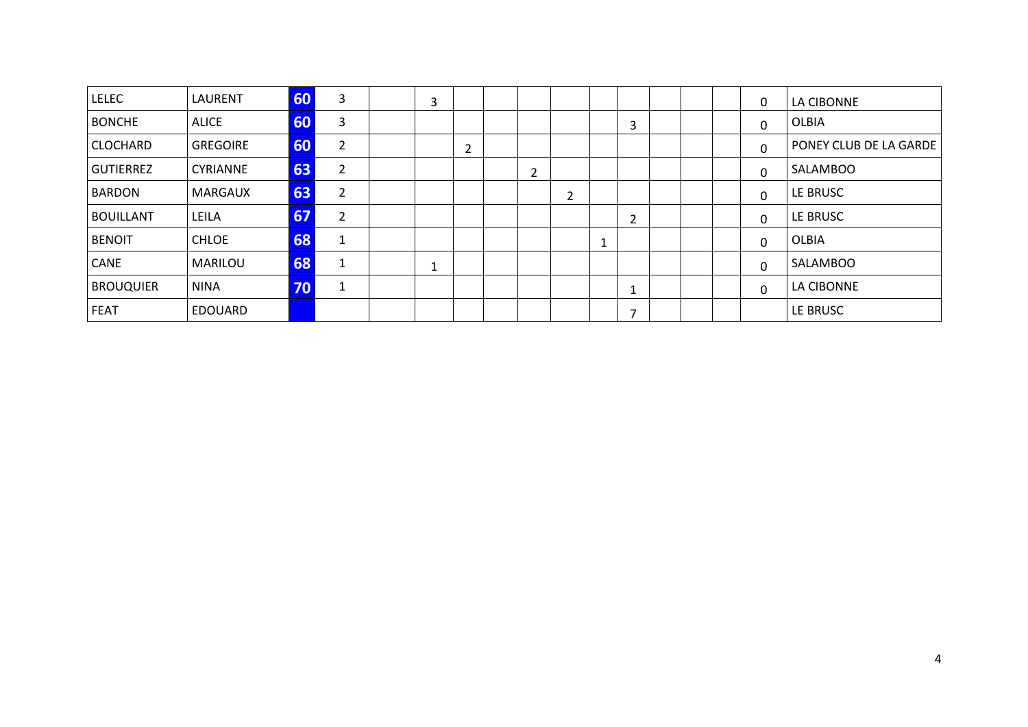| | | | | | | | | | | | | | | | | |
|---|---|---|---|---|---|---|---|---|---|---|---|---|---|---|---|---|
| LELEC | LAURENT | 60 | 3 | | 3 | | | | | | | | | | 0 | LA CIBONNE |
| BONCHE | ALICE | 60 | 3 | | | | | | | | 3 | | | | 0 | OLBIA |
| CLOCHARD | GREGOIRE | 60 | 2 | | | 2 | | | | | | | | | 0 | PONEY CLUB DE LA GARDE |
| GUTIERREZ | CYRIANNE | 63 | 2 | | | | | 2 | | | | | | | 0 | SALAMBOO |
| BARDON | MARGAUX | 63 | 2 | | | | | | 2 | | | | | | 0 | LE BRUSC |
| BOUILLANT | LEILA | 67 | 2 | | | | | | | | 2 | | | | 0 | LE BRUSC |
| BENOIT | CHLOE | 68 | 1 | | | | | | | 1 | | | | | 0 | OLBIA |
| CANE | MARILOU | 68 | 1 | | 1 | | | | | | | | | | 0 | SALAMBOO |
| BROUQUIER | NINA | 70 | 1 | | | | | | | | 1 | | | | 0 | LA CIBONNE |
| FEAT | EDOUARD | | | | | | | | | | 7 | | | | | LE BRUSC |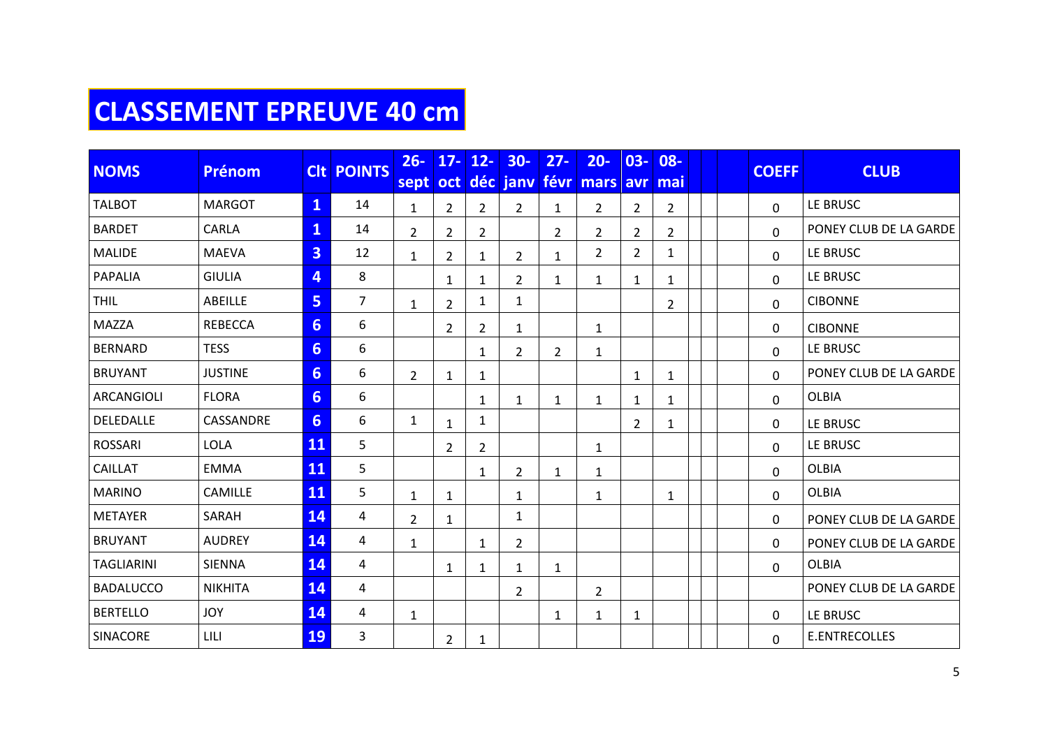# CLASSEMENT EPREUVE 40 cm

| NOMS | Prénom | Clt | POINTS | 26-sept | 17-oct | 12-déc | 30-janv | 27-févr | 20-mars | 03-avr | 08-mai | | | | COEFF | CLUB |
|---|---|---|---|---|---|---|---|---|---|---|---|---|---|---|---|---|
| TALBOT | MARGOT | 1 | 14 | 1 | 2 | 2 | 2 | 1 | 2 | 2 | 2 | | | | 0 | LE BRUSC |
| BARDET | CARLA | 1 | 14 | 2 | 2 | 2 | | 2 | 2 | 2 | 2 | | | | 0 | PONEY CLUB DE LA GARDE |
| MALIDE | MAEVA | 3 | 12 | 1 | 2 | 1 | 2 | 1 | 2 | 2 | 1 | | | | 0 | LE BRUSC |
| PAPALIA | GIULIA | 4 | 8 | | 1 | 1 | 2 | 1 | 1 | 1 | 1 | | | | 0 | LE BRUSC |
| THIL | ABEILLE | 5 | 7 | 1 | 2 | 1 | 1 | | | | 2 | | | | 0 | CIBONNE |
| MAZZA | REBECCA | 6 | 6 | | 2 | 2 | 1 | | 1 | | | | | | 0 | CIBONNE |
| BERNARD | TESS | 6 | 6 | | | 1 | 2 | 2 | 1 | | | | | | 0 | LE BRUSC |
| BRUYANT | JUSTINE | 6 | 6 | 2 | 1 | 1 | | | | 1 | 1 | | | | 0 | PONEY CLUB DE LA GARDE |
| ARCANGIOLI | FLORA | 6 | 6 | | | 1 | 1 | 1 | 1 | 1 | 1 | | | | 0 | OLBIA |
| DELEDALLE | CASSANDRE | 6 | 6 | 1 | 1 | 1 | | | | 2 | 1 | | | | 0 | LE BRUSC |
| ROSSARI | LOLA | 11 | 5 | | 2 | 2 | | | 1 | | | | | | 0 | LE BRUSC |
| CAILLAT | EMMA | 11 | 5 | | | 1 | 2 | 1 | 1 | | | | | | 0 | OLBIA |
| MARINO | CAMILLE | 11 | 5 | 1 | 1 | | 1 | | 1 | | 1 | | | | 0 | OLBIA |
| METAYER | SARAH | 14 | 4 | 2 | 1 | | 1 | | | | | | | | 0 | PONEY CLUB DE LA GARDE |
| BRUYANT | AUDREY | 14 | 4 | 1 | | 1 | 2 | | | | | | | | 0 | PONEY CLUB DE LA GARDE |
| TAGLIARINI | SIENNA | 14 | 4 | | 1 | 1 | 1 | 1 | | | | | | | 0 | OLBIA |
| BADALUCCO | NIKHITA | 14 | 4 | | | | 2 | | 2 | | | | | | | PONEY CLUB DE LA GARDE |
| BERTELLO | JOY | 14 | 4 | 1 | | | | 1 | 1 | 1 | | | | | 0 | LE BRUSC |
| SINACORE | LILI | 19 | 3 | | 2 | 1 | | | | | | | | | 0 | E.ENTRECOLLES |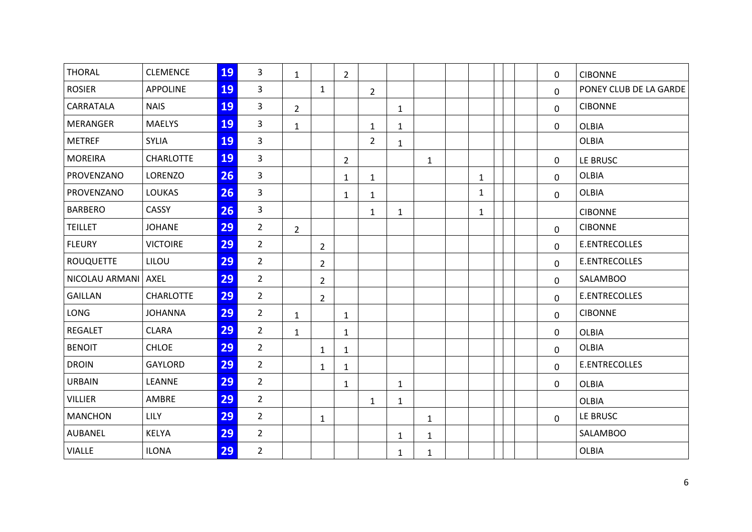| | | | | | | | | | | | | | | | | |
|---|---|---|---|---|---|---|---|---|---|---|---|---|---|---|---|---|
| THORAL | CLEMENCE | 19 | 3 | 1 | | 2 | | | | | | | | | 0 | CIBONNE |
| ROSIER | APPOLINE | 19 | 3 | | 1 | | 2 | | | | | | | | 0 | PONEY CLUB DE LA GARDE |
| CARRATALA | NAIS | 19 | 3 | 2 | | | | 1 | | | | | | | 0 | CIBONNE |
| MERANGER | MAELYS | 19 | 3 | 1 | | | 1 | 1 | | | | | | | 0 | OLBIA |
| METREF | SYLIA | 19 | 3 | | | | 2 | 1 | | | | | | | | OLBIA |
| MOREIRA | CHARLOTTE | 19 | 3 | | | 2 | | | 1 | | | | | | 0 | LE BRUSC |
| PROVENZANO | LORENZO | 26 | 3 | | | 1 | 1 | | | | 1 | | | | 0 | OLBIA |
| PROVENZANO | LOUKAS | 26 | 3 | | | 1 | 1 | | | | 1 | | | | 0 | OLBIA |
| BARBERO | CASSY | 26 | 3 | | | | 1 | 1 | | | 1 | | | | | CIBONNE |
| TEILLET | JOHANE | 29 | 2 | 2 | | | | | | | | | | | 0 | CIBONNE |
| FLEURY | VICTOIRE | 29 | 2 | | 2 | | | | | | | | | | 0 | E.ENTRECOLLES |
| ROUQUETTE | LILOU | 29 | 2 | | 2 | | | | | | | | | | 0 | E.ENTRECOLLES |
| NICOLAU ARMANI | AXEL | 29 | 2 | | 2 | | | | | | | | | | 0 | SALAMBOO |
| GAILLAN | CHARLOTTE | 29 | 2 | | 2 | | | | | | | | | | 0 | E.ENTRECOLLES |
| LONG | JOHANNA | 29 | 2 | 1 | | 1 | | | | | | | | | 0 | CIBONNE |
| REGALET | CLARA | 29 | 2 | 1 | | 1 | | | | | | | | | 0 | OLBIA |
| BENOIT | CHLOE | 29 | 2 | | 1 | 1 | | | | | | | | | 0 | OLBIA |
| DROIN | GAYLORD | 29 | 2 | | 1 | 1 | | | | | | | | | 0 | E.ENTRECOLLES |
| URBAIN | LEANNE | 29 | 2 | | | 1 | | 1 | | | | | | | 0 | OLBIA |
| VILLIER | AMBRE | 29 | 2 | | | | 1 | 1 | | | | | | | | OLBIA |
| MANCHON | LILY | 29 | 2 | | 1 | | | | 1 | | | | | | 0 | LE BRUSC |
| AUBANEL | KELYA | 29 | 2 | | | | | 1 | 1 | | | | | | | SALAMBOO |
| VIALLE | ILONA | 29 | 2 | | | | | 1 | 1 | | | | | | | OLBIA |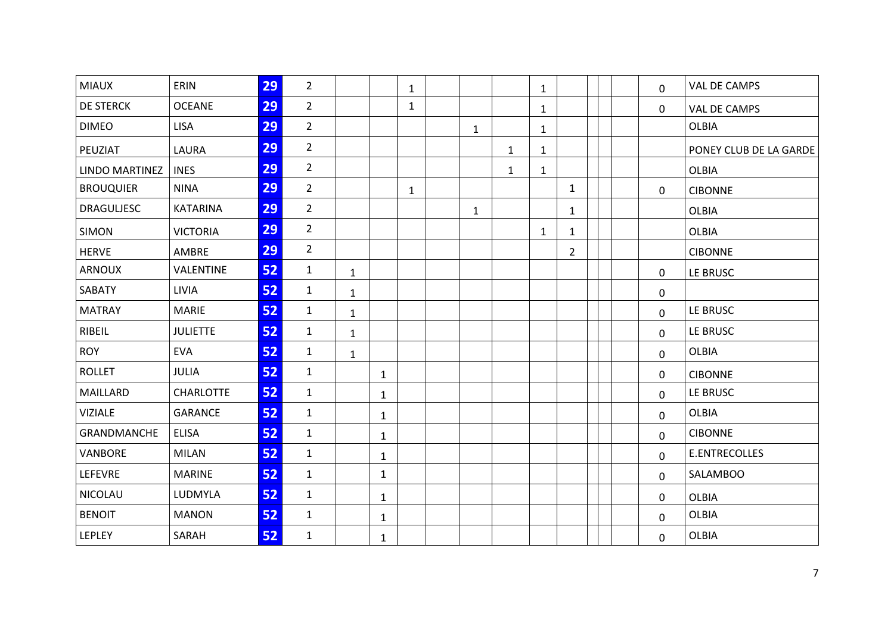| | | | | | | | | | | | | | | | | |
|---|---|---|---|---|---|---|---|---|---|---|---|---|---|---|---|---|
| MIAUX | ERIN | 29 | 2 | | | 1 | | | | 1 | | | | | 0 | VAL DE CAMPS |
| DE STERCK | OCEANE | 29 | 2 | | | 1 | | | | 1 | | | | | 0 | VAL DE CAMPS |
| DIMEO | LISA | 29 | 2 | | | | | 1 | | 1 | | | | | | OLBIA |
| PEUZIAT | LAURA | 29 | 2 | | | | | | 1 | 1 | | | | | | PONEY CLUB DE LA GARDE |
| LINDO MARTINEZ | INES | 29 | 2 | | | | | | 1 | 1 | | | | | | OLBIA |
| BROUQUIER | NINA | 29 | 2 | | | 1 | | | | | 1 | | | | 0 | CIBONNE |
| DRAGULJESC | KATARINA | 29 | 2 | | | | | 1 | | | 1 | | | | | OLBIA |
| SIMON | VICTORIA | 29 | 2 | | | | | | | 1 | 1 | | | | | OLBIA |
| HERVE | AMBRE | 29 | 2 | | | | | | | | 2 | | | | | CIBONNE |
| ARNOUX | VALENTINE | 52 | 1 | 1 | | | | | | | | | | | 0 | LE BRUSC |
| SABATY | LIVIA | 52 | 1 | 1 | | | | | | | | | | | 0 | |
| MATRAY | MARIE | 52 | 1 | 1 | | | | | | | | | | | 0 | LE BRUSC |
| RIBEIL | JULIETTE | 52 | 1 | 1 | | | | | | | | | | | 0 | LE BRUSC |
| ROY | EVA | 52 | 1 | 1 | | | | | | | | | | | 0 | OLBIA |
| ROLLET | JULIA | 52 | 1 | | 1 | | | | | | | | | | 0 | CIBONNE |
| MAILLARD | CHARLOTTE | 52 | 1 | | 1 | | | | | | | | | | 0 | LE BRUSC |
| VIZIALE | GARANCE | 52 | 1 | | 1 | | | | | | | | | | 0 | OLBIA |
| GRANDMANCHE | ELISA | 52 | 1 | | 1 | | | | | | | | | | 0 | CIBONNE |
| VANBORE | MILAN | 52 | 1 | | 1 | | | | | | | | | | 0 | E.ENTRECOLLES |
| LEFEVRE | MARINE | 52 | 1 | | 1 | | | | | | | | | | 0 | SALAMBOO |
| NICOLAU | LUDMYLA | 52 | 1 | | 1 | | | | | | | | | | 0 | OLBIA |
| BENOIT | MANON | 52 | 1 | | 1 | | | | | | | | | | 0 | OLBIA |
| LEPLEY | SARAH | 52 | 1 | | 1 | | | | | | | | | | 0 | OLBIA |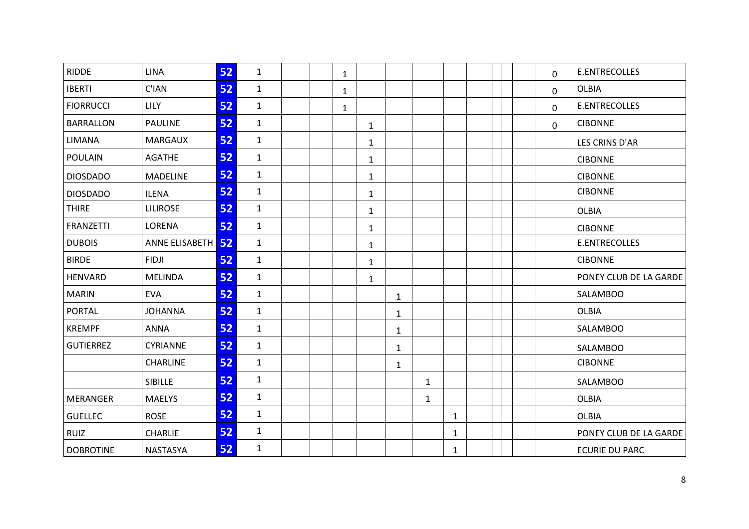| | | | | | | | | | | | | | | | | |
|---|---|---|---|---|---|---|---|---|---|---|---|---|---|---|---|---|
| RIDDE | LINA | 52 | 1 | | | 1 | | | | | | | | | 0 | E.ENTRECOLLES |
| IBERTI | C'IAN | 52 | 1 | | | 1 | | | | | | | | | 0 | OLBIA |
| FIORRUCCI | LILY | 52 | 1 | | | 1 | | | | | | | | | 0 | E.ENTRECOLLES |
| BARRALLON | PAULINE | 52 | 1 | | | | 1 | | | | | | | | 0 | CIBONNE |
| LIMANA | MARGAUX | 52 | 1 | | | | 1 | | | | | | | | | LES CRINS D'AR |
| POULAIN | AGATHE | 52 | 1 | | | | 1 | | | | | | | | | CIBONNE |
| DIOSDADO | MADELINE | 52 | 1 | | | | 1 | | | | | | | | | CIBONNE |
| DIOSDADO | ILENA | 52 | 1 | | | | 1 | | | | | | | | | CIBONNE |
| THIRE | LILIROSE | 52 | 1 | | | | 1 | | | | | | | | | OLBIA |
| FRANZETTI | LORENA | 52 | 1 | | | | 1 | | | | | | | | | CIBONNE |
| DUBOIS | ANNE ELISABETH | 52 | 1 | | | | 1 | | | | | | | | | E.ENTRECOLLES |
| BIRDE | FIDJI | 52 | 1 | | | | 1 | | | | | | | | | CIBONNE |
| HENVARD | MELINDA | 52 | 1 | | | | 1 | | | | | | | | | PONEY CLUB DE LA GARDE |
| MARIN | EVA | 52 | 1 | | | | | 1 | | | | | | | | SALAMBOO |
| PORTAL | JOHANNA | 52 | 1 | | | | | 1 | | | | | | | | OLBIA |
| KREMPF | ANNA | 52 | 1 | | | | | 1 | | | | | | | | SALAMBOO |
| GUTIERREZ | CYRIANNE | 52 | 1 | | | | | 1 | | | | | | | | SALAMBOO |
| | CHARLINE | 52 | 1 | | | | | 1 | | | | | | | | CIBONNE |
| | SIBILLE | 52 | 1 | | | | | | 1 | | | | | | | SALAMBOO |
| MERANGER | MAELYS | 52 | 1 | | | | | | 1 | | | | | | | OLBIA |
| GUELLEC | ROSE | 52 | 1 | | | | | | | 1 | | | | | | OLBIA |
| RUIZ | CHARLIE | 52 | 1 | | | | | | | 1 | | | | | | PONEY CLUB DE LA GARDE |
| DOBROTINE | NASTASYA | 52 | 1 | | | | | | | 1 | | | | | | ECURIE DU PARC |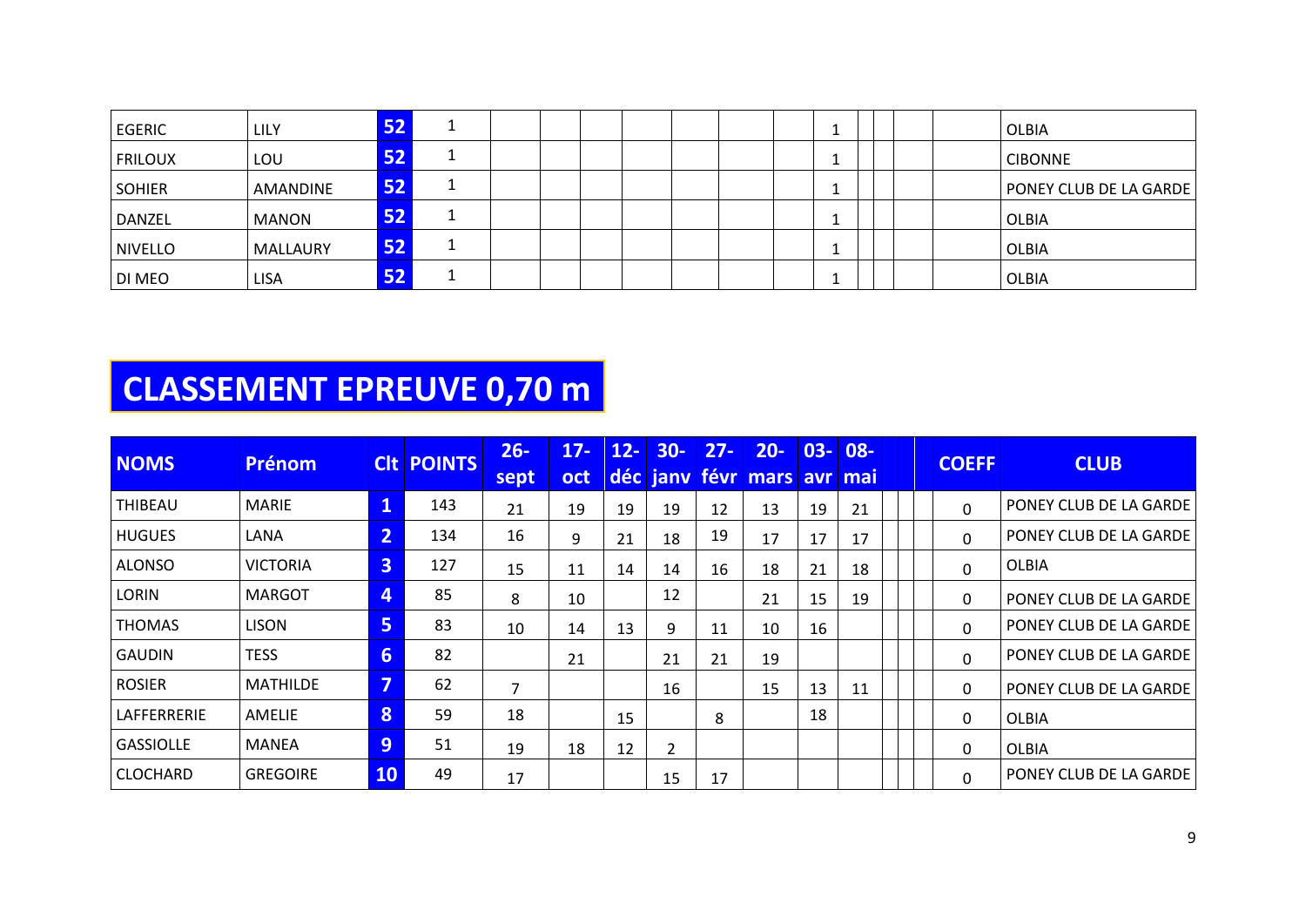| | | | | | | | | | | | | | | | | |
|---|---|---|---|---|---|---|---|---|---|---|---|---|---|---|---|---|
| EGERIC | LILY | 52 | 1 | | | | | | | | 1 | | | | | OLBIA |
| FRILOUX | LOU | 52 | 1 | | | | | | | | 1 | | | | | CIBONNE |
| SOHIER | AMANDINE | 52 | 1 | | | | | | | | 1 | | | | | PONEY CLUB DE LA GARDE |
| DANZEL | MANON | 52 | 1 | | | | | | | | 1 | | | | | OLBIA |
| NIVELLO | MALLAURY | 52 | 1 | | | | | | | | 1 | | | | | OLBIA |
| DI MEO | LISA | 52 | 1 | | | | | | | | 1 | | | | | OLBIA |

# CLASSEMENT EPREUVE 0,70 m

| NOMS | Prénom | Clt | POINTS | 26-sept | 17-oct | 12-déc | 30-janv | 27-févr | 20-mars | 03-avr | 08-mai | | | | COEFF | CLUB |
|---|---|---|---|---|---|---|---|---|---|---|---|---|---|---|---|---|
| THIBEAU | MARIE | 1 | 143 | 21 | 19 | 19 | 19 | 12 | 13 | 19 | 21 | | | | 0 | PONEY CLUB DE LA GARDE |
| HUGUES | LANA | 2 | 134 | 16 | 9 | 21 | 18 | 19 | 17 | 17 | 17 | | | | 0 | PONEY CLUB DE LA GARDE |
| ALONSO | VICTORIA | 3 | 127 | 15 | 11 | 14 | 14 | 16 | 18 | 21 | 18 | | | | 0 | OLBIA |
| LORIN | MARGOT | 4 | 85 | 8 | 10 | | 12 | | 21 | 15 | 19 | | | | 0 | PONEY CLUB DE LA GARDE |
| THOMAS | LISON | 5 | 83 | 10 | 14 | 13 | 9 | 11 | 10 | 16 | | | | | 0 | PONEY CLUB DE LA GARDE |
| GAUDIN | TESS | 6 | 82 | | 21 | | 21 | 21 | 19 | | | | | | 0 | PONEY CLUB DE LA GARDE |
| ROSIER | MATHILDE | 7 | 62 | 7 | | | 16 | | 15 | 13 | 11 | | | | 0 | PONEY CLUB DE LA GARDE |
| LAFFERRERIE | AMELIE | 8 | 59 | 18 | | 15 | | 8 | | 18 | | | | | 0 | OLBIA |
| GASSIOLLE | MANEA | 9 | 51 | 19 | 18 | 12 | 2 | | | | | | | | 0 | OLBIA |
| CLOCHARD | GREGOIRE | 10 | 49 | 17 | | | 15 | 17 | | | | | | | 0 | PONEY CLUB DE LA GARDE |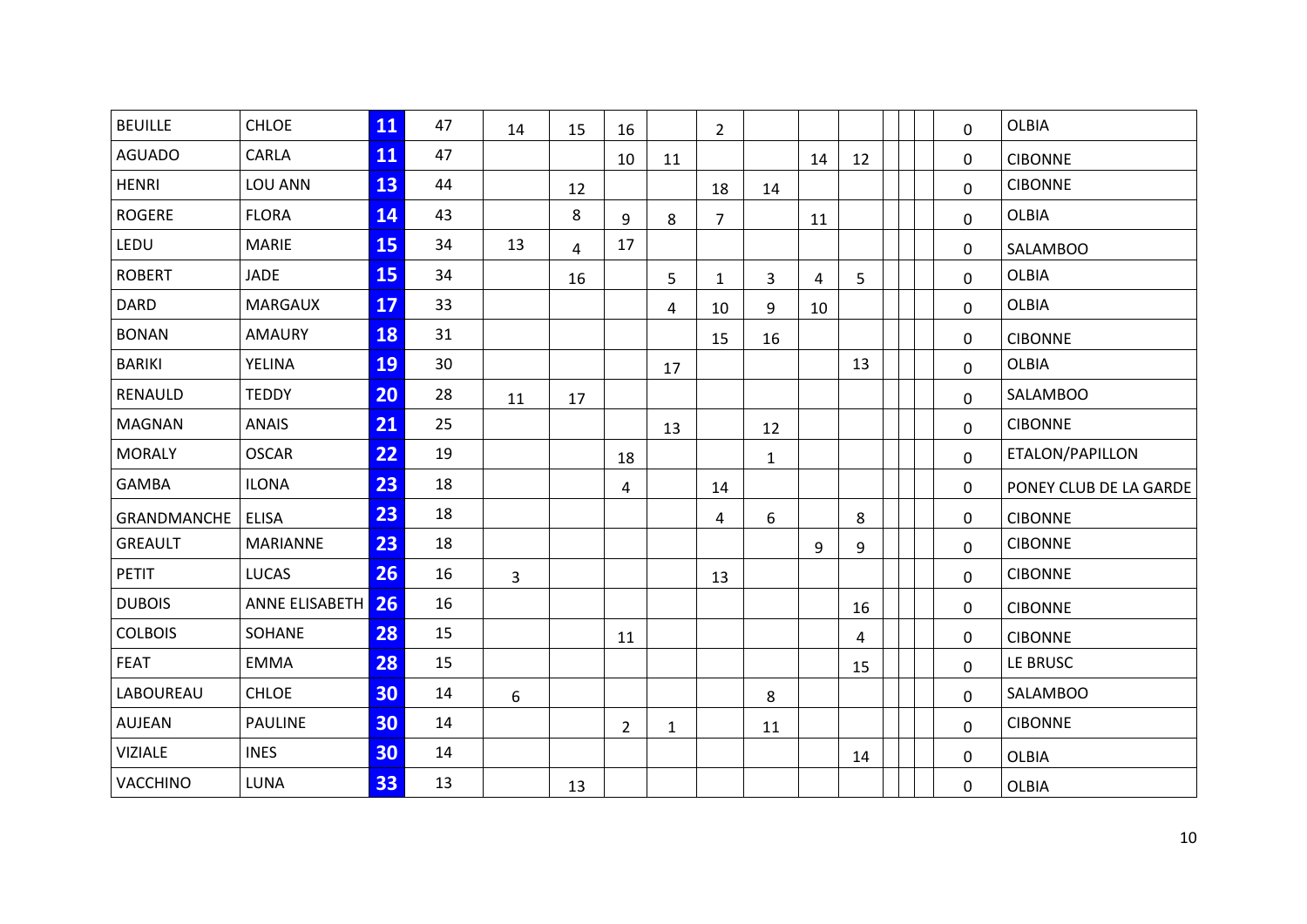| | | | | | | | | | | | | | | | | |
|---|---|---|---|---|---|---|---|---|---|---|---|---|---|---|---|---|
| BEUILLE | CHLOE | **11** | 47 | 14 | 15 | 16 | | 2 | | | | | | | 0 | OLBIA |
| AGUADO | CARLA | **11** | 47 | | | 10 | 11 | | | 14 | 12 | | | | 0 | CIBONNE |
| HENRI | LOU ANN | **13** | 44 | | 12 | | | 18 | 14 | | | | | | 0 | CIBONNE |
| ROGERE | FLORA | **14** | 43 | | 8 | 9 | 8 | 7 | | 11 | | | | | 0 | OLBIA |
| LEDU | MARIE | **15** | 34 | 13 | 4 | 17 | | | | | | | | | 0 | SALAMBOO |
| ROBERT | JADE | **15** | 34 | | 16 | | 5 | 1 | 3 | 4 | 5 | | | | 0 | OLBIA |
| DARD | MARGAUX | **17** | 33 | | | | 4 | 10 | 9 | 10 | | | | | 0 | OLBIA |
| BONAN | AMAURY | **18** | 31 | | | | | 15 | 16 | | | | | | 0 | CIBONNE |
| BARIKI | YELINA | **19** | 30 | | | | 17 | | | | 13 | | | | 0 | OLBIA |
| RENAULD | TEDDY | **20** | 28 | 11 | 17 | | | | | | | | | | 0 | SALAMBOO |
| MAGNAN | ANAIS | **21** | 25 | | | | 13 | | 12 | | | | | | 0 | CIBONNE |
| MORALY | OSCAR | **22** | 19 | | | 18 | | | 1 | | | | | | 0 | ETALON/PAPILLON |
| GAMBA | ILONA | **23** | 18 | | | 4 | | 14 | | | | | | | 0 | PONEY CLUB DE LA GARDE |
| GRANDMANCHE | ELISA | **23** | 18 | | | | | 4 | 6 | | 8 | | | | 0 | CIBONNE |
| GREAULT | MARIANNE | **23** | 18 | | | | | | | 9 | 9 | | | | 0 | CIBONNE |
| PETIT | LUCAS | **26** | 16 | 3 | | | | 13 | | | | | | | 0 | CIBONNE |
| DUBOIS | ANNE ELISABETH | **26** | 16 | | | | | | | | 16 | | | | 0 | CIBONNE |
| COLBOIS | SOHANE | **28** | 15 | | | 11 | | | | | 4 | | | | 0 | CIBONNE |
| FEAT | EMMA | **28** | 15 | | | | | | | | 15 | | | | 0 | LE BRUSC |
| LABOUREAU | CHLOE | **30** | 14 | 6 | | | | | 8 | | | | | | 0 | SALAMBOO |
| AUJEAN | PAULINE | **30** | 14 | | | 2 | 1 | | 11 | | | | | | 0 | CIBONNE |
| VIZIALE | INES | **30** | 14 | | | | | | | | 14 | | | | 0 | OLBIA |
| VACCHINO | LUNA | **33** | 13 | | 13 | | | | | | | | | | 0 | OLBIA |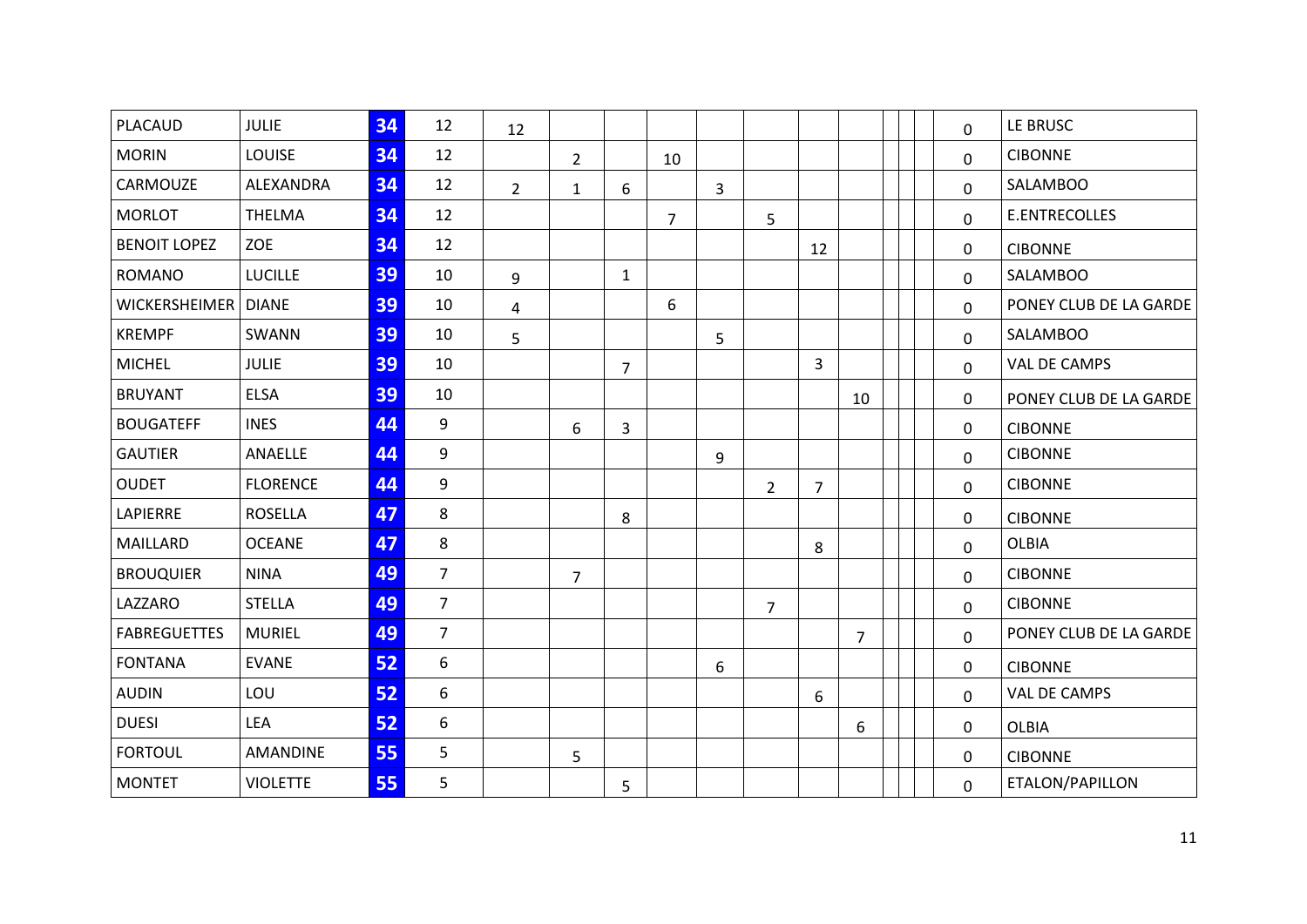| | | | | | | | | | | | | | | | | |
|---|---|---|---|---|---|---|---|---|---|---|---|---|---|---|---|---|
| PLACAUD | JULIE | 34 | 12 | 12 | | | | | | | | | | | 0 | LE BRUSC |
| MORIN | LOUISE | 34 | 12 | | 2 | | 10 | | | | | | | | 0 | CIBONNE |
| CARMOUZE | ALEXANDRA | 34 | 12 | 2 | 1 | 6 | | 3 | | | | | | | 0 | SALAMBOO |
| MORLOT | THELMA | 34 | 12 | | | | 7 | | 5 | | | | | | 0 | E.ENTRECOLLES |
| BENOIT LOPEZ | ZOE | 34 | 12 | | | | | | | 12 | | | | | 0 | CIBONNE |
| ROMANO | LUCILLE | 39 | 10 | 9 | | 1 | | | | | | | | | 0 | SALAMBOO |
| WICKERSHEIMER | DIANE | 39 | 10 | 4 | | | 6 | | | | | | | | 0 | PONEY CLUB DE LA GARDE |
| KREMPF | SWANN | 39 | 10 | 5 | | | | 5 | | | | | | | 0 | SALAMBOO |
| MICHEL | JULIE | 39 | 10 | | | 7 | | | | 3 | | | | | 0 | VAL DE CAMPS |
| BRUYANT | ELSA | 39 | 10 | | | | | | | | 10 | | | | 0 | PONEY CLUB DE LA GARDE |
| BOUGATEFF | INES | 44 | 9 | | 6 | 3 | | | | | | | | | 0 | CIBONNE |
| GAUTIER | ANAELLE | 44 | 9 | | | | | 9 | | | | | | | 0 | CIBONNE |
| OUDET | FLORENCE | 44 | 9 | | | | | | 2 | 7 | | | | | 0 | CIBONNE |
| LAPIERRE | ROSELLA | 47 | 8 | | | 8 | | | | | | | | | 0 | CIBONNE |
| MAILLARD | OCEANE | 47 | 8 | | | | | | | 8 | | | | | 0 | OLBIA |
| BROUQUIER | NINA | 49 | 7 | | 7 | | | | | | | | | | 0 | CIBONNE |
| LAZZARO | STELLA | 49 | 7 | | | | | | 7 | | | | | | 0 | CIBONNE |
| FABREGUETTES | MURIEL | 49 | 7 | | | | | | | | 7 | | | | 0 | PONEY CLUB DE LA GARDE |
| FONTANA | EVANE | 52 | 6 | | | | | 6 | | | | | | | 0 | CIBONNE |
| AUDIN | LOU | 52 | 6 | | | | | | | 6 | | | | | 0 | VAL DE CAMPS |
| DUESI | LEA | 52 | 6 | | | | | | | | 6 | | | | 0 | OLBIA |
| FORTOUL | AMANDINE | 55 | 5 | | 5 | | | | | | | | | | 0 | CIBONNE |
| MONTET | VIOLETTE | 55 | 5 | | | 5 | | | | | | | | | 0 | ETALON/PAPILLON |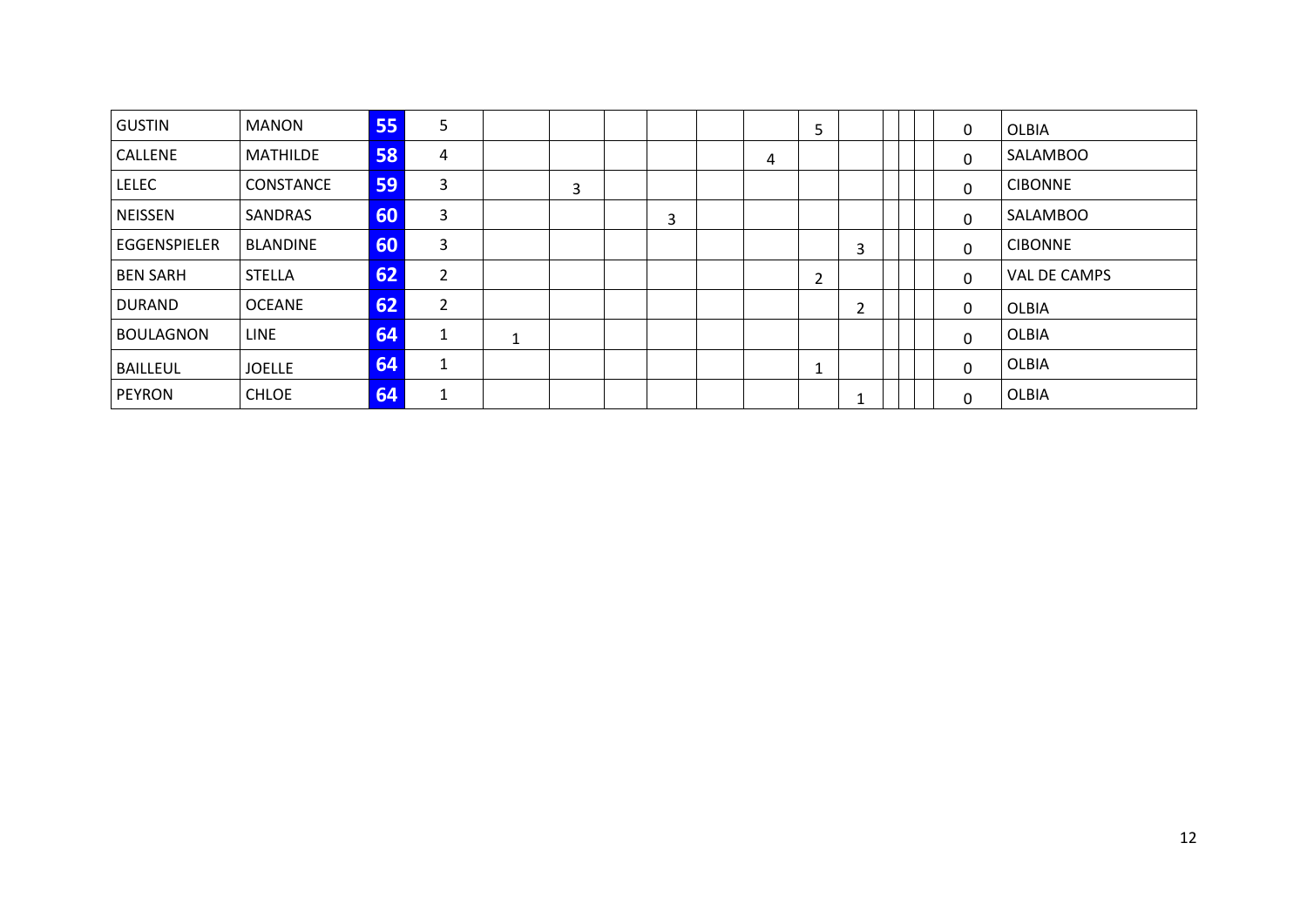| | | | | | | | | | | | | | | | |
|---|---|---|---|---|---|---|---|---|---|---|---|---|---|---|---|
| GUSTIN | MANON | 55 | 5 | | | | | | | 5 | | | | | 0 | OLBIA |
| CALLENE | MATHILDE | 58 | 4 | | | | | | 4 | | | | | | 0 | SALAMBOO |
| LELEC | CONSTANCE | 59 | 3 | | 3 | | | | | | | | | | 0 | CIBONNE |
| NEISSEN | SANDRAS | 60 | 3 | | | | 3 | | | | | | | | 0 | SALAMBOO |
| EGGENSPIELER | BLANDINE | 60 | 3 | | | | | | | | 3 | | | | 0 | CIBONNE |
| BEN SARH | STELLA | 62 | 2 | | | | | | | 2 | | | | | 0 | VAL DE CAMPS |
| DURAND | OCEANE | 62 | 2 | | | | | | | | 2 | | | | 0 | OLBIA |
| BOULAGNON | LINE | 64 | 1 | 1 | | | | | | | | | | | 0 | OLBIA |
| BAILLEUL | JOELLE | 64 | 1 | | | | | | | 1 | | | | | 0 | OLBIA |
| PEYRON | CHLOE | 64 | 1 | | | | | | | | 1 | | | | 0 | OLBIA |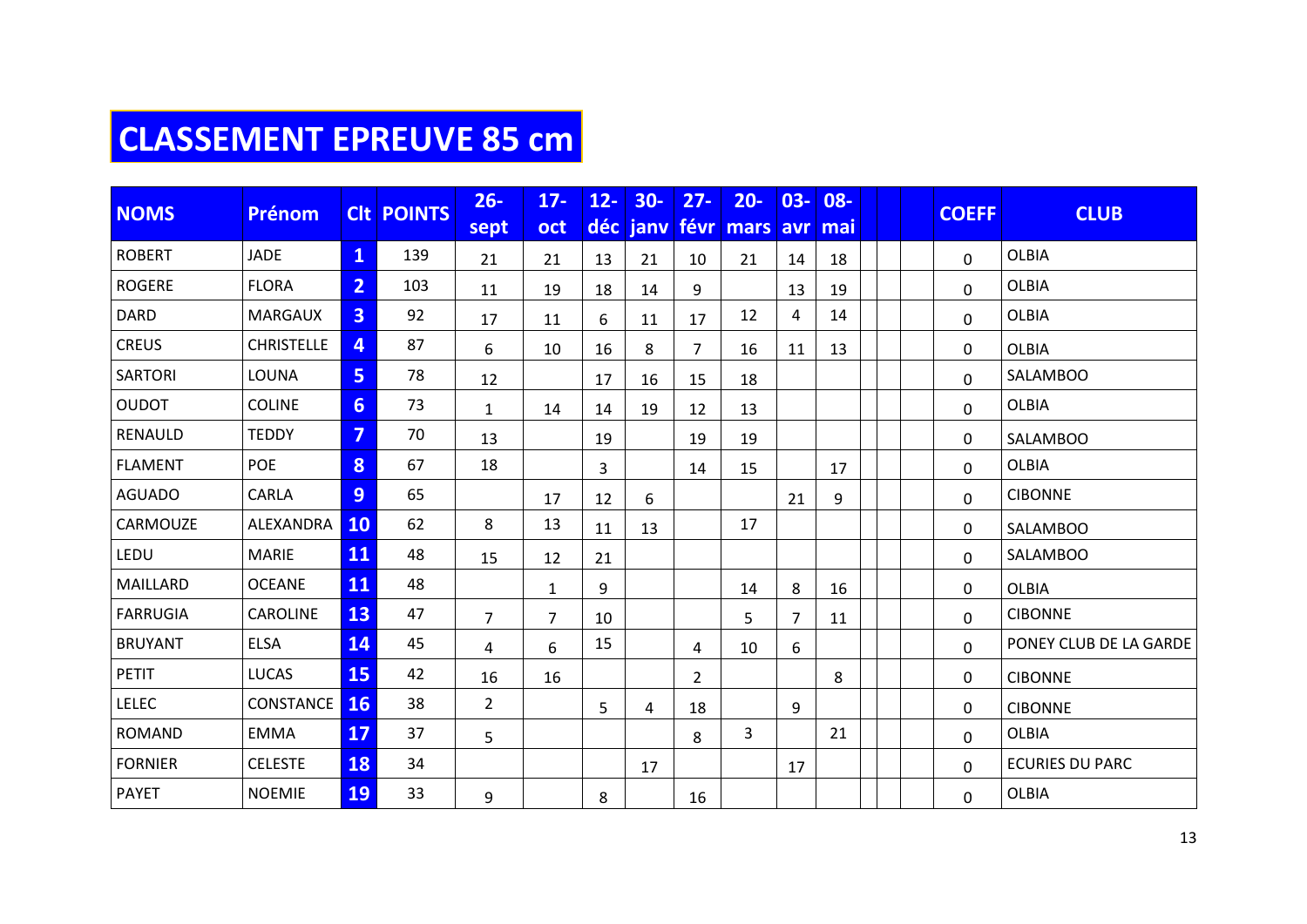# CLASSEMENT EPREUVE 85 cm

| NOMS | Prénom | Clt | POINTS | 26-sept | 17-oct | 12-déc | 30-janv | 27-févr | 20-mars | 03-avr | 08-mai | | | | COEFF | CLUB |
|---|---|---|---|---|---|---|---|---|---|---|---|---|---|---|---|---|
| ROBERT | JADE | 1 | 139 | 21 | 21 | 13 | 21 | 10 | 21 | 14 | 18 | | | | 0 | OLBIA |
| ROGERE | FLORA | 2 | 103 | 11 | 19 | 18 | 14 | 9 | | 13 | 19 | | | | 0 | OLBIA |
| DARD | MARGAUX | 3 | 92 | 17 | 11 | 6 | 11 | 17 | 12 | 4 | 14 | | | | 0 | OLBIA |
| CREUS | CHRISTELLE | 4 | 87 | 6 | 10 | 16 | 8 | 7 | 16 | 11 | 13 | | | | 0 | OLBIA |
| SARTORI | LOUNA | 5 | 78 | 12 | | 17 | 16 | 15 | 18 | | | | | | 0 | SALAMBOO |
| OUDOT | COLINE | 6 | 73 | 1 | 14 | 14 | 19 | 12 | 13 | | | | | | 0 | OLBIA |
| RENAULD | TEDDY | 7 | 70 | 13 | | 19 | | 19 | 19 | | | | | | 0 | SALAMBOO |
| FLAMENT | POE | 8 | 67 | 18 | | 3 | | 14 | 15 | | 17 | | | | 0 | OLBIA |
| AGUADO | CARLA | 9 | 65 | | 17 | 12 | 6 | | | 21 | 9 | | | | 0 | CIBONNE |
| CARMOUZE | ALEXANDRA | 10 | 62 | 8 | 13 | 11 | 13 | | 17 | | | | | | 0 | SALAMBOO |
| LEDU | MARIE | 11 | 48 | 15 | 12 | 21 | | | | | | | | | 0 | SALAMBOO |
| MAILLARD | OCEANE | 11 | 48 | | 1 | 9 | | | 14 | 8 | 16 | | | | 0 | OLBIA |
| FARRUGIA | CAROLINE | 13 | 47 | 7 | 7 | 10 | | | 5 | 7 | 11 | | | | 0 | CIBONNE |
| BRUYANT | ELSA | 14 | 45 | 4 | 6 | 15 | | 4 | 10 | 6 | | | | | 0 | PONEY CLUB DE LA GARDE |
| PETIT | LUCAS | 15 | 42 | 16 | 16 | | | 2 | | | 8 | | | | 0 | CIBONNE |
| LELEC | CONSTANCE | 16 | 38 | 2 | | 5 | 4 | 18 | | 9 | | | | | 0 | CIBONNE |
| ROMAND | EMMA | 17 | 37 | 5 | | | | 8 | 3 | | 21 | | | | 0 | OLBIA |
| FORNIER | CELESTE | 18 | 34 | | | | 17 | | | 17 | | | | | 0 | ECURIES DU PARC |
| PAYET | NOEMIE | 19 | 33 | 9 | | 8 | | 16 | | | | | | | 0 | OLBIA |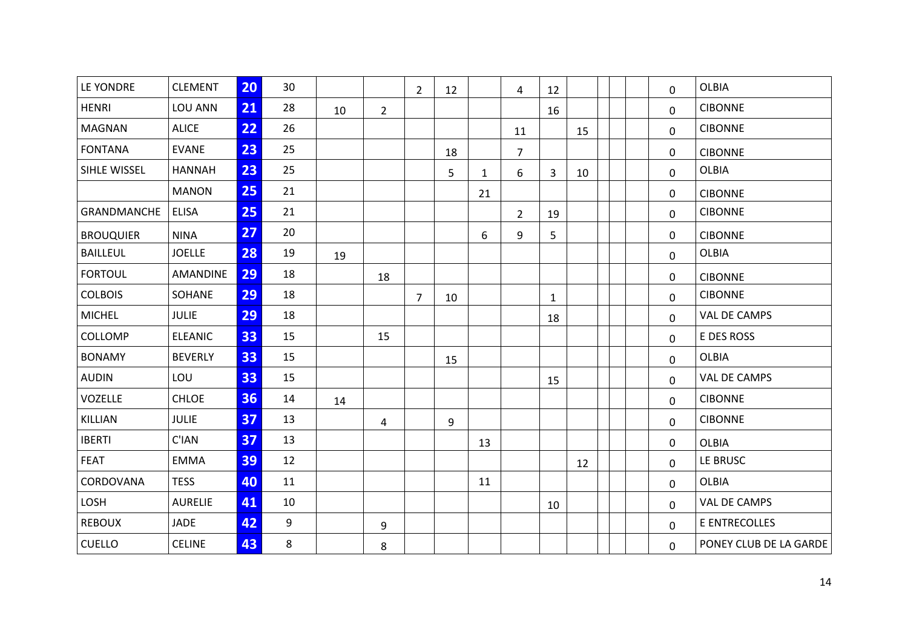| | | | | | | | | | | | | | | | | | |
|---|---|---|---|---|---|---|---|---|---|---|---|---|---|---|---|---|---|
| LE YONDRE | CLEMENT | 20 | 30 | | | 2 | 12 | | 4 | 12 | | | | | | 0 | OLBIA |
| HENRI | LOU ANN | 21 | 28 | 10 | 2 | | | | | 16 | | | | | | 0 | CIBONNE |
| MAGNAN | ALICE | 22 | 26 | | | | | | 11 | | 15 | | | | | 0 | CIBONNE |
| FONTANA | EVANE | 23 | 25 | | | | 18 | | 7 | | | | | | | 0 | CIBONNE |
| SIHLE WISSEL | HANNAH | 23 | 25 | | | | 5 | 1 | 6 | 3 | 10 | | | | | 0 | OLBIA |
| | MANON | 25 | 21 | | | | | 21 | | | | | | | | 0 | CIBONNE |
| GRANDMANCHE | ELISA | 25 | 21 | | | | | | 2 | 19 | | | | | | 0 | CIBONNE |
| BROUQUIER | NINA | 27 | 20 | | | | | 6 | 9 | 5 | | | | | | 0 | CIBONNE |
| BAILLEUL | JOELLE | 28 | 19 | 19 | | | | | | | | | | | | 0 | OLBIA |
| FORTOUL | AMANDINE | 29 | 18 | | 18 | | | | | | | | | | | 0 | CIBONNE |
| COLBOIS | SOHANE | 29 | 18 | | | 7 | 10 | | | 1 | | | | | | 0 | CIBONNE |
| MICHEL | JULIE | 29 | 18 | | | | | | | 18 | | | | | | 0 | VAL DE CAMPS |
| COLLOMP | ELEANIC | 33 | 15 | | 15 | | | | | | | | | | | 0 | E DES ROSS |
| BONAMY | BEVERLY | 33 | 15 | | | | 15 | | | | | | | | | 0 | OLBIA |
| AUDIN | LOU | 33 | 15 | | | | | | | 15 | | | | | | 0 | VAL DE CAMPS |
| VOZELLE | CHLOE | 36 | 14 | 14 | | | | | | | | | | | | 0 | CIBONNE |
| KILLIAN | JULIE | 37 | 13 | | 4 | | 9 | | | | | | | | | 0 | CIBONNE |
| IBERTI | C'IAN | 37 | 13 | | | | | 13 | | | | | | | | 0 | OLBIA |
| FEAT | EMMA | 39 | 12 | | | | | | | | 12 | | | | | 0 | LE BRUSC |
| CORDOVANA | TESS | 40 | 11 | | | | | 11 | | | | | | | | 0 | OLBIA |
| LOSH | AURELIE | 41 | 10 | | | | | | | 10 | | | | | | 0 | VAL DE CAMPS |
| REBOUX | JADE | 42 | 9 | | 9 | | | | | | | | | | | 0 | E ENTRECOLLES |
| CUELLO | CELINE | 43 | 8 | | 8 | | | | | | | | | | | 0 | PONEY CLUB DE LA GARDE |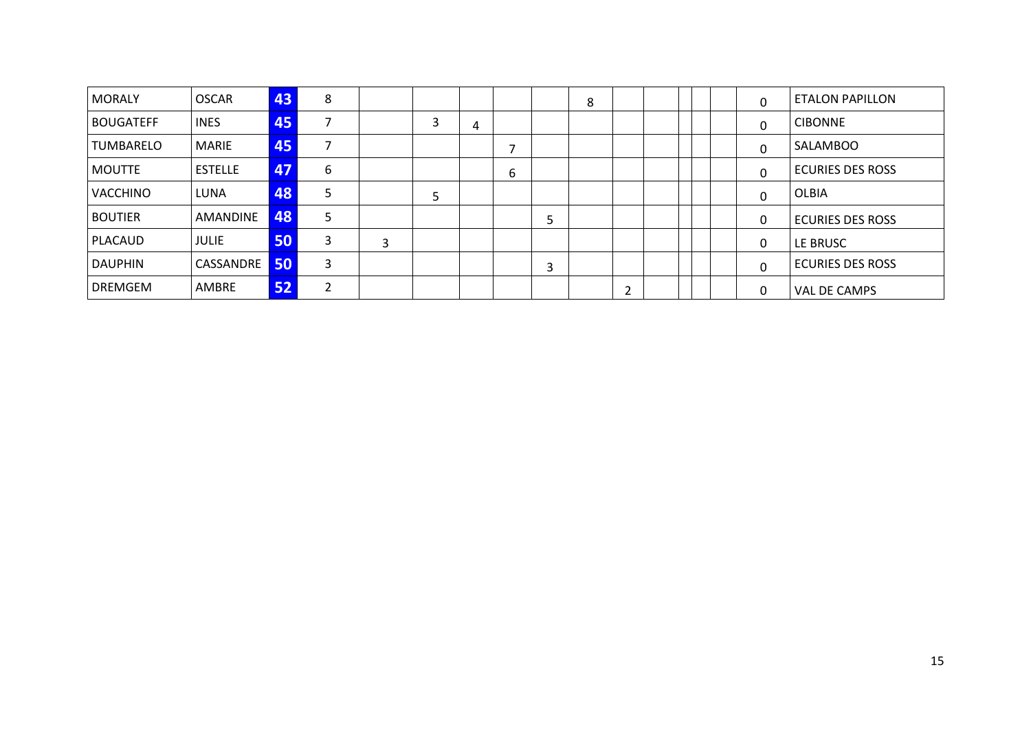| | | | | | | | | | | | | | | | | |
|---|---|---|---|---|---|---|---|---|---|---|---|---|---|---|---|---|
| MORALY | OSCAR | 43 | 8 | | | | | | 8 | | | | | | 0 | ETALON PAPILLON |
| BOUGATEFF | INES | 45 | 7 | | 3 | 4 | | | | | | | | | 0 | CIBONNE |
| TUMBARELO | MARIE | 45 | 7 | | | | 7 | | | | | | | | 0 | SALAMBOO |
| MOUTTE | ESTELLE | 47 | 6 | | | | 6 | | | | | | | | 0 | ECURIES DES ROSS |
| VACCHINO | LUNA | 48 | 5 | | 5 | | | | | | | | | | 0 | OLBIA |
| BOUTIER | AMANDINE | 48 | 5 | | | | | 5 | | | | | | | 0 | ECURIES DES ROSS |
| PLACAUD | JULIE | 50 | 3 | 3 | | | | | | | | | | | 0 | LE BRUSC |
| DAUPHIN | CASSANDRE | 50 | 3 | | | | | 3 | | | | | | | 0 | ECURIES DES ROSS |
| DREMGEM | AMBRE | 52 | 2 | | | | | | | 2 | | | | | 0 | VAL DE CAMPS |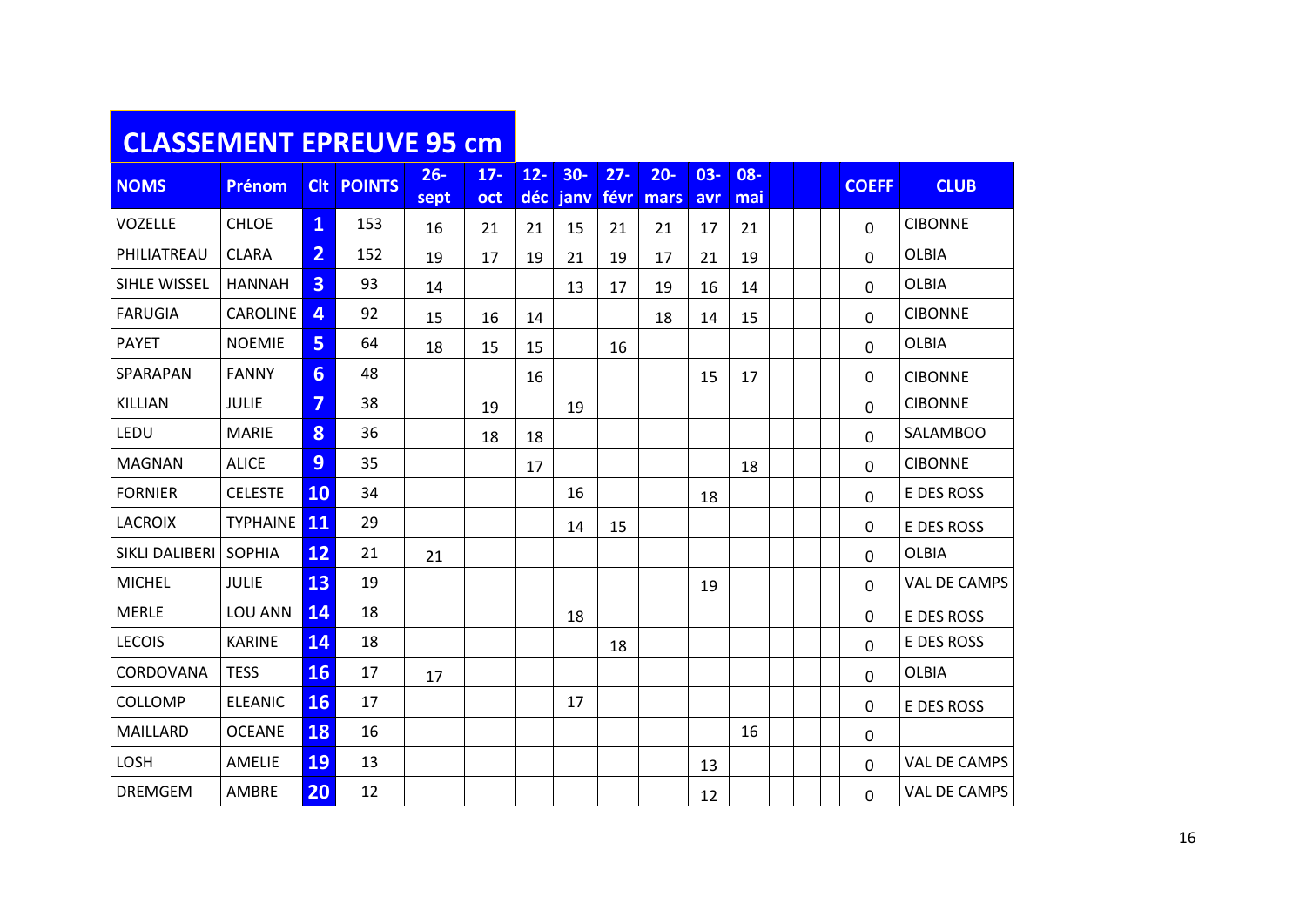# CLASSEMENT EPREUVE 95 cm

| NOMS | Prénom | Clt | POINTS | 26-sept | 17-oct | 12-déc | 30-janv | 27-févr | 20-mars | 03-avr | 08-mai | | | | COEFF | CLUB |
|---|---|---|---|---|---|---|---|---|---|---|---|---|---|---|---|---|
| VOZELLE | CHLOE | 1 | 153 | 16 | 21 | 21 | 15 | 21 | 21 | 17 | 21 | | | | 0 | CIBONNE |
| PHILIATREAU | CLARA | 2 | 152 | 19 | 17 | 19 | 21 | 19 | 17 | 21 | 19 | | | | 0 | OLBIA |
| SIHLE WISSEL | HANNAH | 3 | 93 | 14 | | | 13 | 17 | 19 | 16 | 14 | | | | 0 | OLBIA |
| FARUGIA | CAROLINE | 4 | 92 | 15 | 16 | 14 | | | 18 | 14 | 15 | | | | 0 | CIBONNE |
| PAYET | NOEMIE | 5 | 64 | 18 | 15 | 15 | | 16 | | | | | | | 0 | OLBIA |
| SPARAPAN | FANNY | 6 | 48 | | | 16 | | | | 15 | 17 | | | | 0 | CIBONNE |
| KILLIAN | JULIE | 7 | 38 | | 19 | | 19 | | | | | | | | 0 | CIBONNE |
| LEDU | MARIE | 8 | 36 | | 18 | 18 | | | | | | | | | 0 | SALAMBOO |
| MAGNAN | ALICE | 9 | 35 | | | 17 | | | | | 18 | | | | 0 | CIBONNE |
| FORNIER | CELESTE | 10 | 34 | | | | 16 | | | 18 | | | | | 0 | E DES ROSS |
| LACROIX | TYPHAINE | 11 | 29 | | | | 14 | 15 | | | | | | | 0 | E DES ROSS |
| SIKLI DALIBERI | SOPHIA | 12 | 21 | 21 | | | | | | | | | | | 0 | OLBIA |
| MICHEL | JULIE | 13 | 19 | | | | | | | 19 | | | | | 0 | VAL DE CAMPS |
| MERLE | LOU ANN | 14 | 18 | | | | 18 | | | | | | | | 0 | E DES ROSS |
| LECOIS | KARINE | 14 | 18 | | | | | 18 | | | | | | | 0 | E DES ROSS |
| CORDOVANA | TESS | 16 | 17 | 17 | | | | | | | | | | | 0 | OLBIA |
| COLLOMP | ELEANIC | 16 | 17 | | | | 17 | | | | | | | | 0 | E DES ROSS |
| MAILLARD | OCEANE | 18 | 16 | | | | | | | | 16 | | | | 0 | |
| LOSH | AMELIE | 19 | 13 | | | | | | | 13 | | | | | 0 | VAL DE CAMPS |
| DREMGEM | AMBRE | 20 | 12 | | | | | | | 12 | | | | | 0 | VAL DE CAMPS |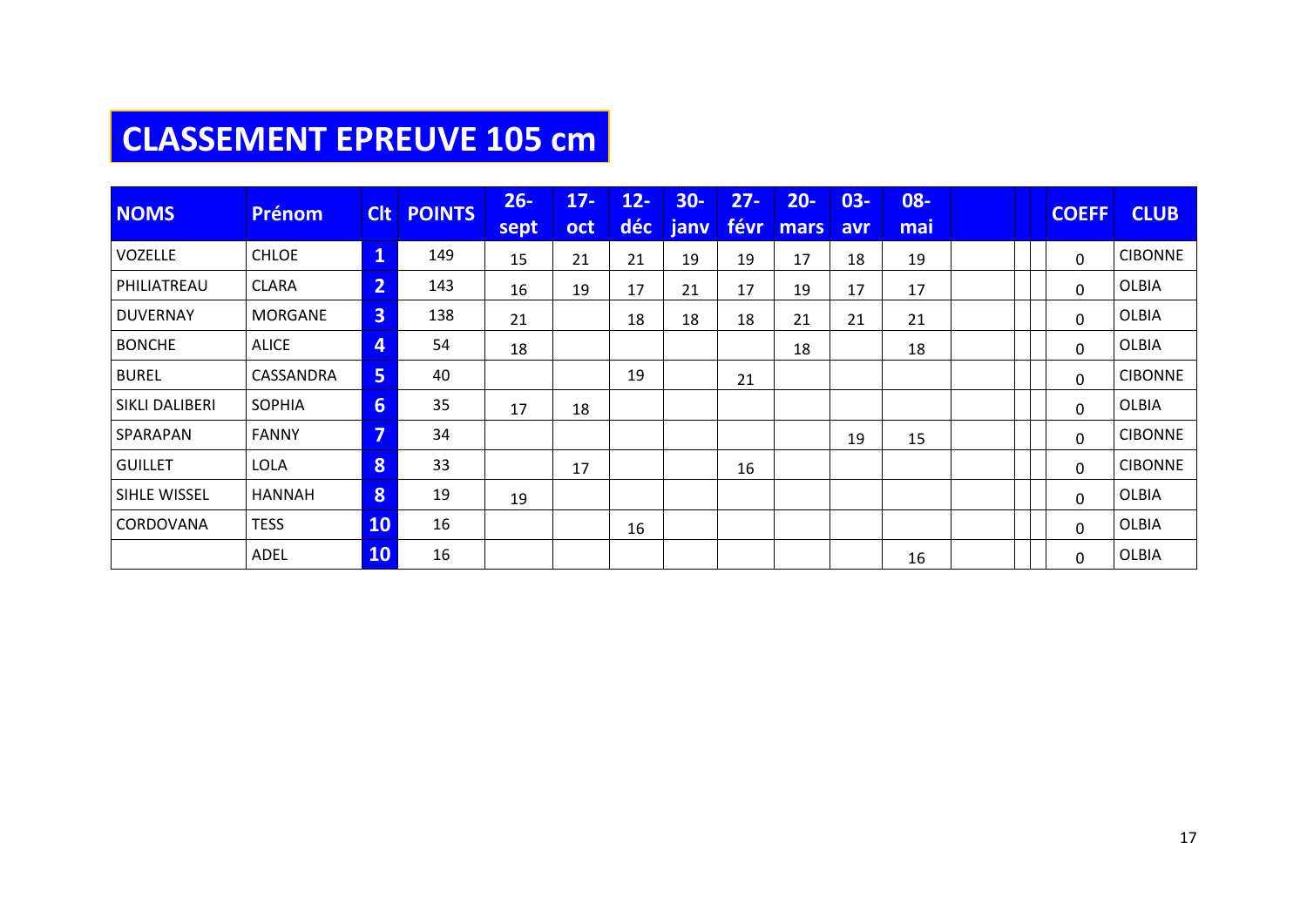# CLASSEMENT EPREUVE 105 cm

| NOMS | Prénom | Clt | POINTS | 26-sept | 17-oct | 12-déc | 30-janv | 27-févr | 20-mars | 03-avr | 08-mai | | | | COEFF | CLUB |
|---|---|---|---|---|---|---|---|---|---|---|---|---|---|---|---|---|
| VOZELLE | CHLOE | 1 | 149 | 15 | 21 | 21 | 19 | 19 | 17 | 18 | 19 | | | | 0 | CIBONNE |
| PHILIATREAU | CLARA | 2 | 143 | 16 | 19 | 17 | 21 | 17 | 19 | 17 | 17 | | | | 0 | OLBIA |
| DUVERNAY | MORGANE | 3 | 138 | 21 | | 18 | 18 | 18 | 21 | 21 | 21 | | | | 0 | OLBIA |
| BONCHE | ALICE | 4 | 54 | 18 | | | | | 18 | | 18 | | | | 0 | OLBIA |
| BUREL | CASSANDRA | 5 | 40 | | | 19 | | 21 | | | | | | | 0 | CIBONNE |
| SIKLI DALIBERI | SOPHIA | 6 | 35 | 17 | 18 | | | | | | | | | | 0 | OLBIA |
| SPARAPAN | FANNY | 7 | 34 | | | | | | | 19 | 15 | | | | 0 | CIBONNE |
| GUILLET | LOLA | 8 | 33 | | 17 | | | 16 | | | | | | | 0 | CIBONNE |
| SIHLE WISSEL | HANNAH | 8 | 19 | 19 | | | | | | | | | | | 0 | OLBIA |
| CORDOVANA | TESS | 10 | 16 | | | 16 | | | | | | | | | 0 | OLBIA |
| | ADEL | 10 | 16 | | | | | | | | 16 | | | | 0 | OLBIA |